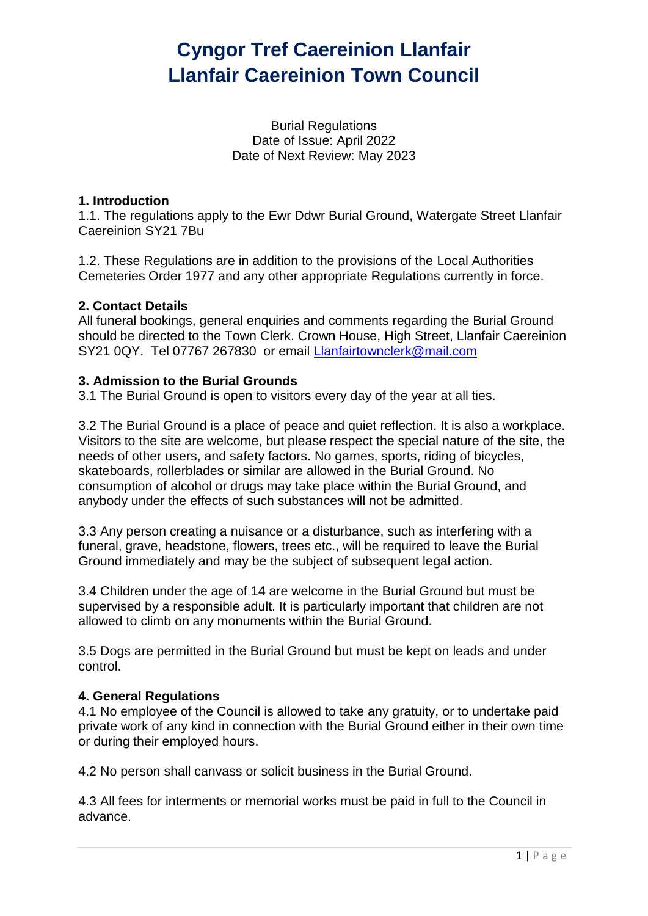# Cyngor Tref Caereinion Llanfair
# Llanfair Caereinion Town Council

Burial Regulations
Date of Issue: April 2022
Date of Next Review: May 2023

## 1. Introduction

1.1. The regulations apply to the Ewr Ddwr Burial Ground, Watergate Street Llanfair Caereinion SY21 7Bu

1.2. These Regulations are in addition to the provisions of the Local Authorities Cemeteries Order 1977 and any other appropriate Regulations currently in force.

## 2. Contact Details

All funeral bookings, general enquiries and comments regarding the Burial Ground should be directed to the Town Clerk. Crown House, High Street, Llanfair Caereinion SY21 0QY. Tel 07767 267830 or email Llanfairtownclerk@mail.com

## 3. Admission to the Burial Grounds

3.1 The Burial Ground is open to visitors every day of the year at all ties.

3.2 The Burial Ground is a place of peace and quiet reflection. It is also a workplace. Visitors to the site are welcome, but please respect the special nature of the site, the needs of other users, and safety factors. No games, sports, riding of bicycles, skateboards, rollerblades or similar are allowed in the Burial Ground. No consumption of alcohol or drugs may take place within the Burial Ground, and anybody under the effects of such substances will not be admitted.

3.3 Any person creating a nuisance or a disturbance, such as interfering with a funeral, grave, headstone, flowers, trees etc., will be required to leave the Burial Ground immediately and may be the subject of subsequent legal action.

3.4 Children under the age of 14 are welcome in the Burial Ground but must be supervised by a responsible adult. It is particularly important that children are not allowed to climb on any monuments within the Burial Ground.

3.5 Dogs are permitted in the Burial Ground but must be kept on leads and under control.

## 4. General Regulations

4.1 No employee of the Council is allowed to take any gratuity, or to undertake paid private work of any kind in connection with the Burial Ground either in their own time or during their employed hours.

4.2 No person shall canvass or solicit business in the Burial Ground.

4.3 All fees for interments or memorial works must be paid in full to the Council in advance.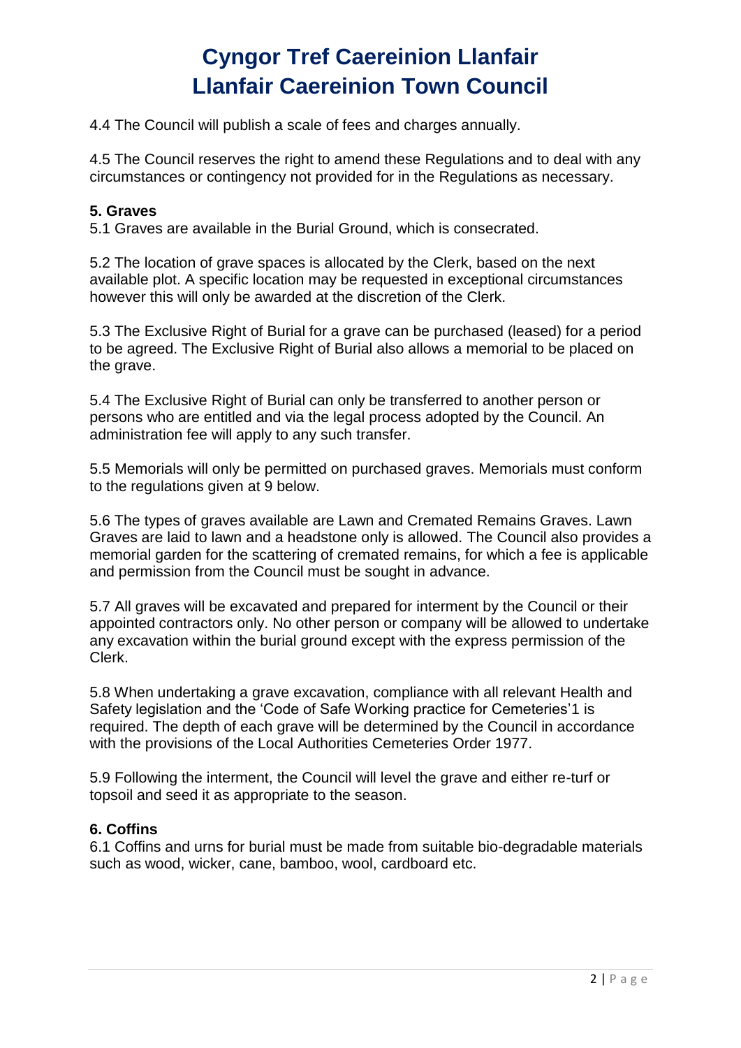4.4 The Council will publish a scale of fees and charges annually.

4.5 The Council reserves the right to amend these Regulations and to deal with any circumstances or contingency not provided for in the Regulations as necessary.

## 5. Graves

5.1 Graves are available in the Burial Ground, which is consecrated.

5.2 The location of grave spaces is allocated by the Clerk, based on the next available plot. A specific location may be requested in exceptional circumstances however this will only be awarded at the discretion of the Clerk.

5.3 The Exclusive Right of Burial for a grave can be purchased (leased) for a period to be agreed. The Exclusive Right of Burial also allows a memorial to be placed on the grave.

5.4 The Exclusive Right of Burial can only be transferred to another person or persons who are entitled and via the legal process adopted by the Council. An administration fee will apply to any such transfer.

5.5 Memorials will only be permitted on purchased graves. Memorials must conform to the regulations given at 9 below.

5.6 The types of graves available are Lawn and Cremated Remains Graves. Lawn Graves are laid to lawn and a headstone only is allowed. The Council also provides a memorial garden for the scattering of cremated remains, for which a fee is applicable and permission from the Council must be sought in advance.

5.7 All graves will be excavated and prepared for interment by the Council or their appointed contractors only. No other person or company will be allowed to undertake any excavation within the burial ground except with the express permission of the Clerk.

5.8 When undertaking a grave excavation, compliance with all relevant Health and Safety legislation and the 'Code of Safe Working practice for Cemeteries'[1] is required. The depth of each grave will be determined by the Council in accordance with the provisions of the Local Authorities Cemeteries Order 1977.

5.9 Following the interment, the Council will level the grave and either re-turf or topsoil and seed it as appropriate to the season.

## 6. Coffins

6.1 Coffins and urns for burial must be made from suitable bio-degradable materials such as wood, wicker, cane, bamboo, wool, cardboard etc.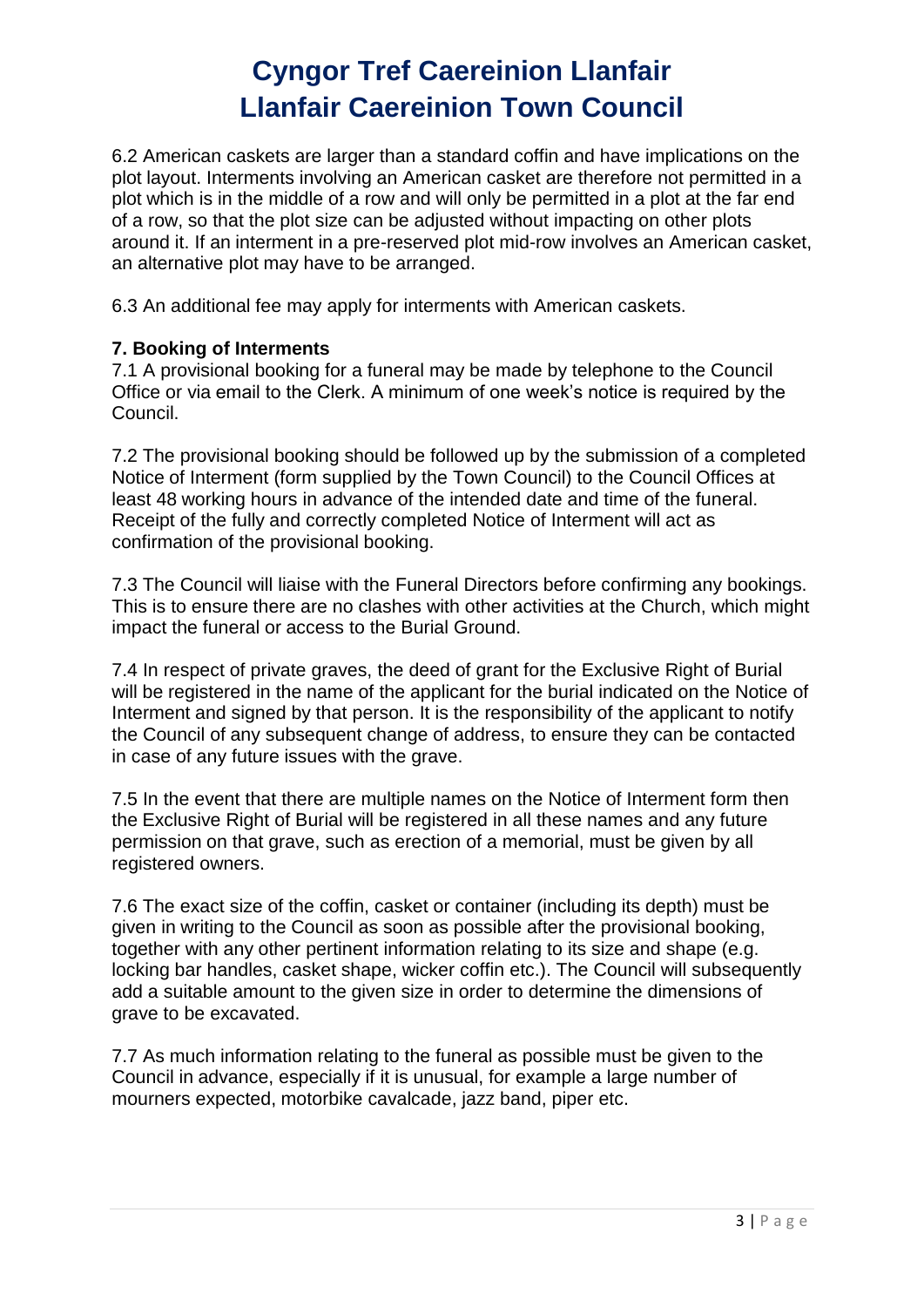6.2 American caskets are larger than a standard coffin and have implications on the plot layout. Interments involving an American casket are therefore not permitted in a plot which is in the middle of a row and will only be permitted in a plot at the far end of a row, so that the plot size can be adjusted without impacting on other plots around it. If an interment in a pre-reserved plot mid-row involves an American casket, an alternative plot may have to be arranged.

6.3 An additional fee may apply for interments with American caskets.

**7. Booking of Interments**

7.1 A provisional booking for a funeral may be made by telephone to the Council Office or via email to the Clerk. A minimum of one week's notice is required by the Council.

7.2 The provisional booking should be followed up by the submission of a completed Notice of Interment (form supplied by the Town Council) to the Council Offices at least 48 working hours in advance of the intended date and time of the funeral. Receipt of the fully and correctly completed Notice of Interment will act as confirmation of the provisional booking.

7.3 The Council will liaise with the Funeral Directors before confirming any bookings. This is to ensure there are no clashes with other activities at the Church, which might impact the funeral or access to the Burial Ground.

7.4 In respect of private graves, the deed of grant for the Exclusive Right of Burial will be registered in the name of the applicant for the burial indicated on the Notice of Interment and signed by that person. It is the responsibility of the applicant to notify the Council of any subsequent change of address, to ensure they can be contacted in case of any future issues with the grave.

7.5 In the event that there are multiple names on the Notice of Interment form then the Exclusive Right of Burial will be registered in all these names and any future permission on that grave, such as erection of a memorial, must be given by all registered owners.

7.6 The exact size of the coffin, casket or container (including its depth) must be given in writing to the Council as soon as possible after the provisional booking, together with any other pertinent information relating to its size and shape (e.g. locking bar handles, casket shape, wicker coffin etc.). The Council will subsequently add a suitable amount to the given size in order to determine the dimensions of grave to be excavated.

7.7 As much information relating to the funeral as possible must be given to the Council in advance, especially if it is unusual, for example a large number of mourners expected, motorbike cavalcade, jazz band, piper etc.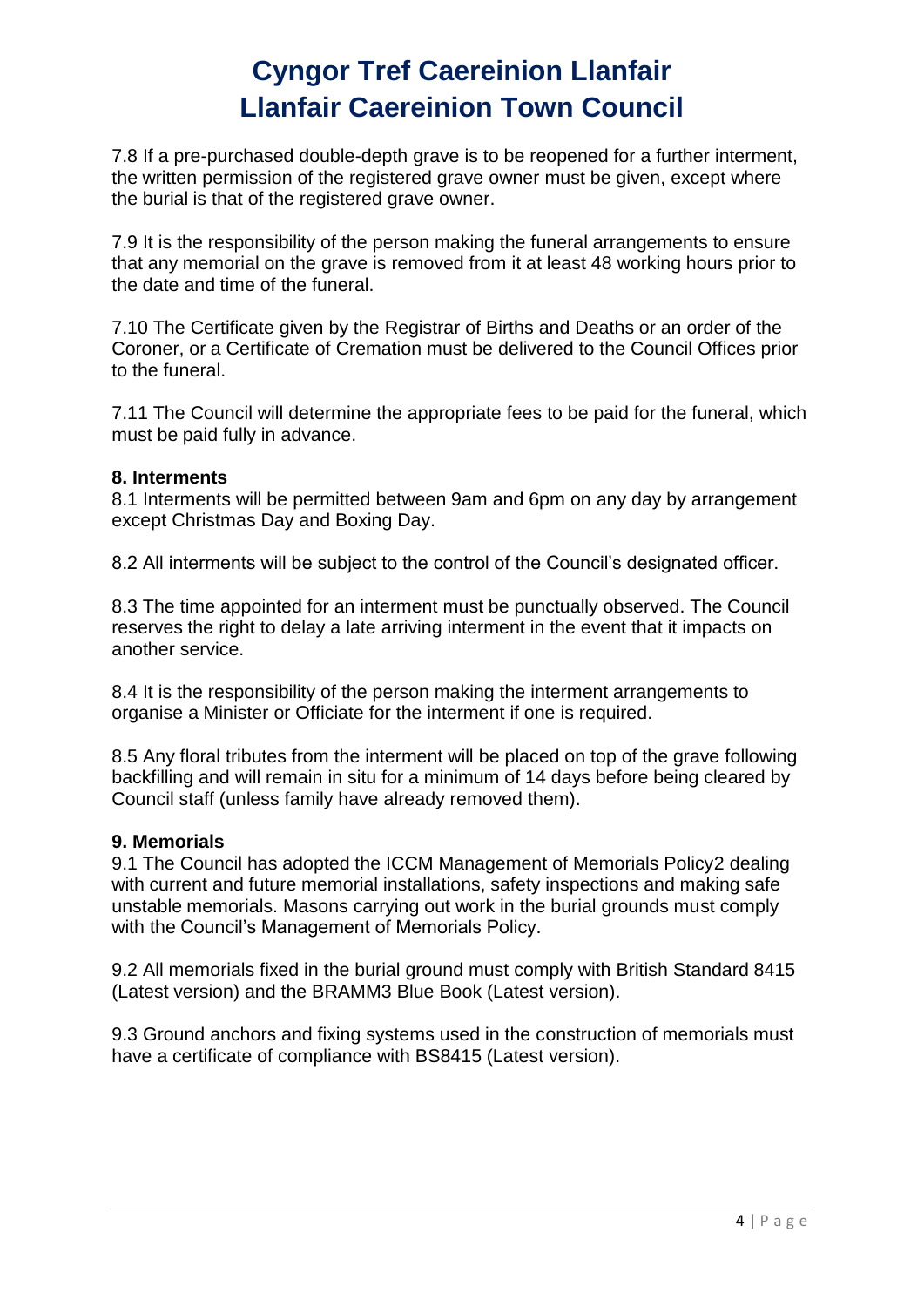7.8 If a pre-purchased double-depth grave is to be reopened for a further interment, the written permission of the registered grave owner must be given, except where the burial is that of the registered grave owner.

7.9 It is the responsibility of the person making the funeral arrangements to ensure that any memorial on the grave is removed from it at least 48 working hours prior to the date and time of the funeral.

7.10 The Certificate given by the Registrar of Births and Deaths or an order of the Coroner, or a Certificate of Cremation must be delivered to the Council Offices prior to the funeral.

7.11 The Council will determine the appropriate fees to be paid for the funeral, which must be paid fully in advance.

**8. Interments**

8.1 Interments will be permitted between 9am and 6pm on any day by arrangement except Christmas Day and Boxing Day.

8.2 All interments will be subject to the control of the Council's designated officer.

8.3 The time appointed for an interment must be punctually observed. The Council reserves the right to delay a late arriving interment in the event that it impacts on another service.

8.4 It is the responsibility of the person making the interment arrangements to organise a Minister or Officiate for the interment if one is required.

8.5 Any floral tributes from the interment will be placed on top of the grave following backfilling and will remain in situ for a minimum of 14 days before being cleared by Council staff (unless family have already removed them).

**9. Memorials**

9.1 The Council has adopted the ICCM Management of Memorials Policy2 dealing with current and future memorial installations, safety inspections and making safe unstable memorials. Masons carrying out work in the burial grounds must comply with the Council's Management of Memorials Policy.

9.2 All memorials fixed in the burial ground must comply with British Standard 8415 (Latest version) and the BRAMM3 Blue Book (Latest version).

9.3 Ground anchors and fixing systems used in the construction of memorials must have a certificate of compliance with BS8415 (Latest version).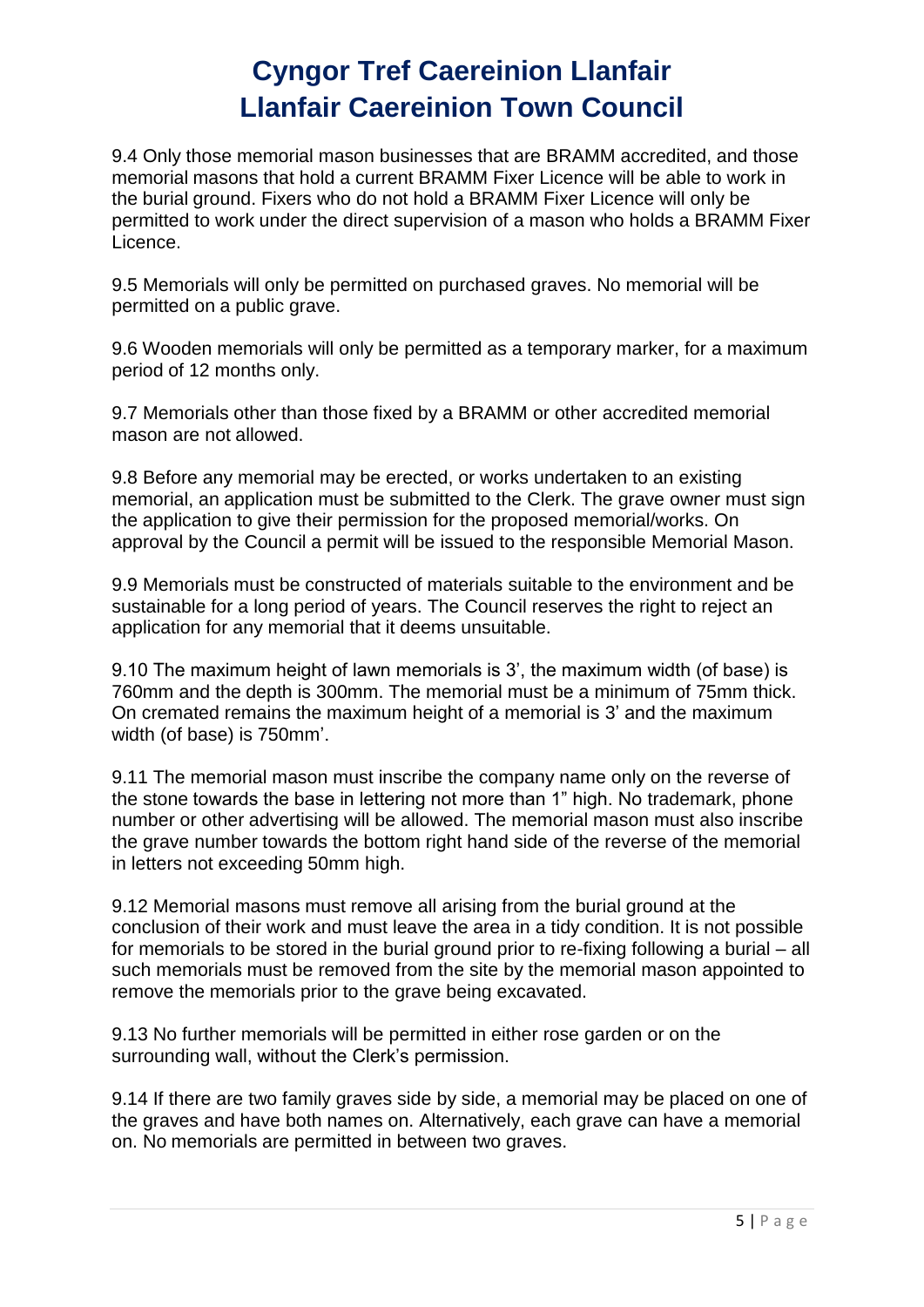9.4 Only those memorial mason businesses that are BRAMM accredited, and those memorial masons that hold a current BRAMM Fixer Licence will be able to work in the burial ground. Fixers who do not hold a BRAMM Fixer Licence will only be permitted to work under the direct supervision of a mason who holds a BRAMM Fixer Licence.

9.5 Memorials will only be permitted on purchased graves. No memorial will be permitted on a public grave.

9.6 Wooden memorials will only be permitted as a temporary marker, for a maximum period of 12 months only.

9.7 Memorials other than those fixed by a BRAMM or other accredited memorial mason are not allowed.

9.8 Before any memorial may be erected, or works undertaken to an existing memorial, an application must be submitted to the Clerk. The grave owner must sign the application to give their permission for the proposed memorial/works. On approval by the Council a permit will be issued to the responsible Memorial Mason.

9.9 Memorials must be constructed of materials suitable to the environment and be sustainable for a long period of years. The Council reserves the right to reject an application for any memorial that it deems unsuitable.

9.10 The maximum height of lawn memorials is 3', the maximum width (of base) is 760mm and the depth is 300mm. The memorial must be a minimum of 75mm thick. On cremated remains the maximum height of a memorial is 3' and the maximum width (of base) is 750mm'.

9.11 The memorial mason must inscribe the company name only on the reverse of the stone towards the base in lettering not more than 1" high. No trademark, phone number or other advertising will be allowed. The memorial mason must also inscribe the grave number towards the bottom right hand side of the reverse of the memorial in letters not exceeding 50mm high.

9.12 Memorial masons must remove all arising from the burial ground at the conclusion of their work and must leave the area in a tidy condition. It is not possible for memorials to be stored in the burial ground prior to re-fixing following a burial – all such memorials must be removed from the site by the memorial mason appointed to remove the memorials prior to the grave being excavated.

9.13 No further memorials will be permitted in either rose garden or on the surrounding wall, without the Clerk's permission.

9.14 If there are two family graves side by side, a memorial may be placed on one of the graves and have both names on. Alternatively, each grave can have a memorial on. No memorials are permitted in between two graves.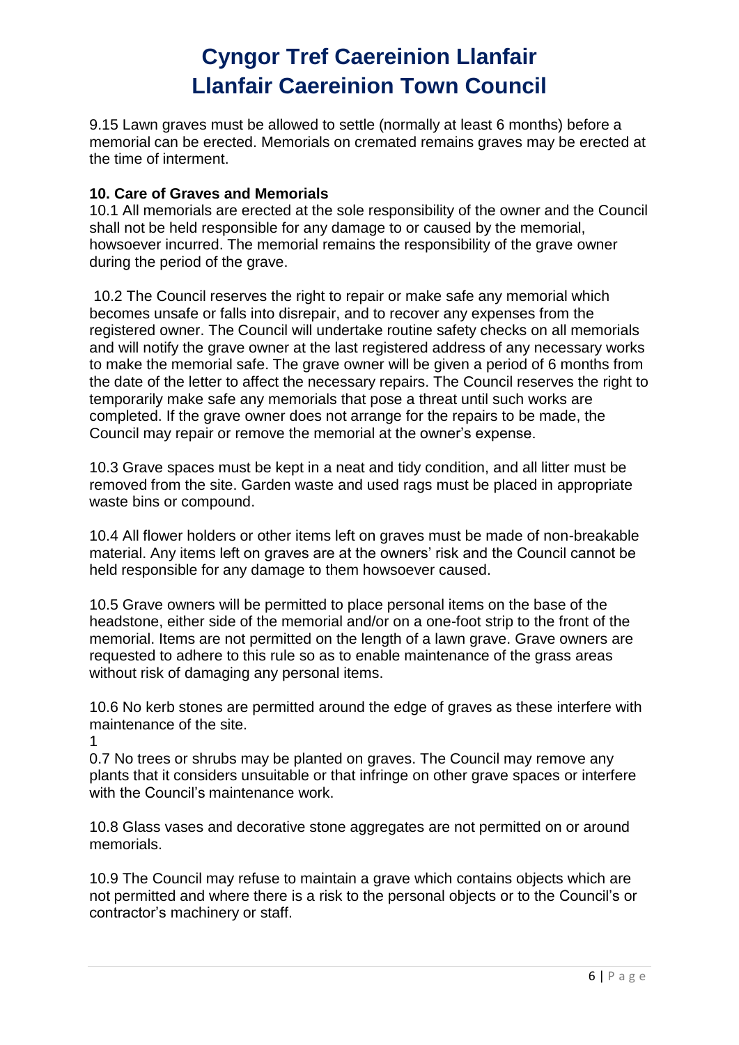9.15 Lawn graves must be allowed to settle (normally at least 6 months) before a memorial can be erected. Memorials on cremated remains graves may be erected at the time of interment.

**10. Care of Graves and Memorials**

10.1 All memorials are erected at the sole responsibility of the owner and the Council shall not be held responsible for any damage to or caused by the memorial, howsoever incurred. The memorial remains the responsibility of the grave owner during the period of the grave.

10.2 The Council reserves the right to repair or make safe any memorial which becomes unsafe or falls into disrepair, and to recover any expenses from the registered owner. The Council will undertake routine safety checks on all memorials and will notify the grave owner at the last registered address of any necessary works to make the memorial safe. The grave owner will be given a period of 6 months from the date of the letter to affect the necessary repairs. The Council reserves the right to temporarily make safe any memorials that pose a threat until such works are completed. If the grave owner does not arrange for the repairs to be made, the Council may repair or remove the memorial at the owner's expense.

10.3 Grave spaces must be kept in a neat and tidy condition, and all litter must be removed from the site. Garden waste and used rags must be placed in appropriate waste bins or compound.

10.4 All flower holders or other items left on graves must be made of non-breakable material. Any items left on graves are at the owners' risk and the Council cannot be held responsible for any damage to them howsoever caused.

10.5 Grave owners will be permitted to place personal items on the base of the headstone, either side of the memorial and/or on a one-foot strip to the front of the memorial. Items are not permitted on the length of a lawn grave. Grave owners are requested to adhere to this rule so as to enable maintenance of the grass areas without risk of damaging any personal items.

10.6 No kerb stones are permitted around the edge of graves as these interfere with maintenance of the site.

1
0.7 No trees or shrubs may be planted on graves. The Council may remove any plants that it considers unsuitable or that infringe on other grave spaces or interfere with the Council's maintenance work.

10.8 Glass vases and decorative stone aggregates are not permitted on or around memorials.

10.9 The Council may refuse to maintain a grave which contains objects which are not permitted and where there is a risk to the personal objects or to the Council's or contractor's machinery or staff.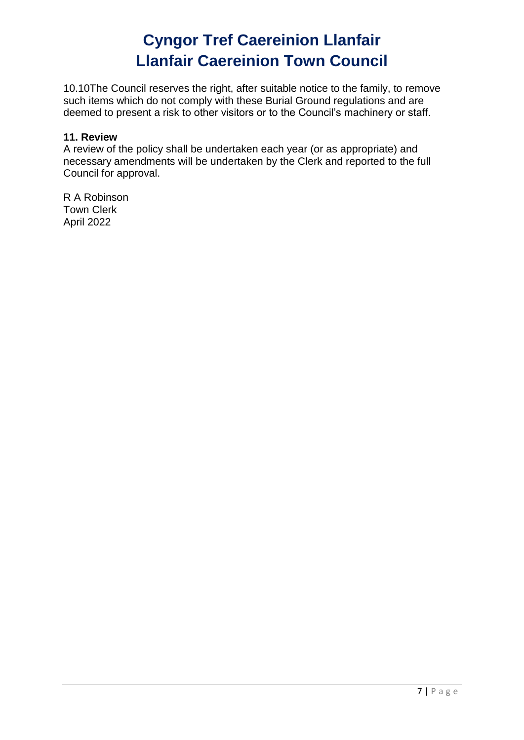10.10The Council reserves the right, after suitable notice to the family, to remove such items which do not comply with these Burial Ground regulations and are deemed to present a risk to other visitors or to the Council's machinery or staff.

**11. Review**

A review of the policy shall be undertaken each year (or as appropriate) and necessary amendments will be undertaken by the Clerk and reported to the full Council for approval.

R A Robinson
Town Clerk
April 2022